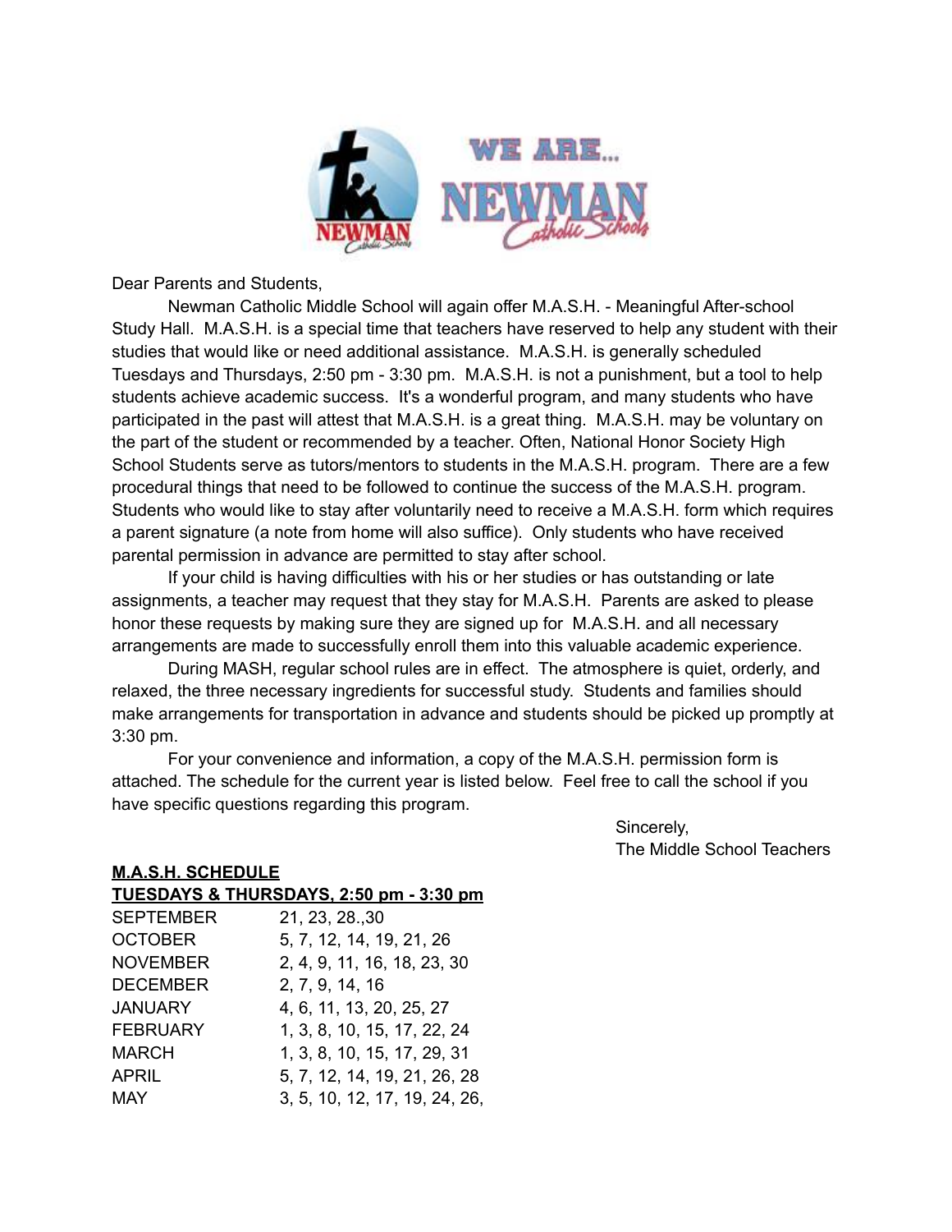Dear Parents and Students,

Newman Catholic Middle School will again offer M.A.S.H. - Meaningful After-school Study Hall. M.A.S.H. is a special time that teachers have reserved to help any student with their studies that would like or need additional assistance. M.A.S.H. is generally scheduled Tuesdays and Thursdays, 2:50 pm - 3:30 pm. M.A.S.H. is not a punishment, but a tool to help students achieve academic success. It's a wonderful program, and many students who have participated in the past will attest that M.A.S.H. is a great thing. M.A.S.H may be voluntary on the part of the student or recommended by a teacher. Often, National Honor Society High School Students serve as tutors/mentors to students in the M.A.S.H. program. There are a few procedural things that need to be followed to continue the success of the M.A.S.H. program. Students who would like to stay after voluntarily need to receive a M.A.S.H. form which requires a parent signature (a note from home will also suffice). Only students who have received parental permission in advance are permitted to stay after school.

If your child is having difficulties with his or her studies or has outstanding or late assignments, a teacher may request that they stay for M.A.S.H. Parents are asked to please honor these requests by making sure they are signed up for M.A.S.H. and all necessary arrangements are made to successfully enroll them into this valuable academic experience.

During MASH, regular school rules are in effect. The atmosphere is quiet, orderly, and relaxed, the three necessary ingredients for successful study. Students and families should make arrangements for transportation in advance and students should be picked up promptly at 3:30 pm.

For your convenience and information, a copy of the M.A.S.H. permission form is attached. The schedule for the current year is listed below. Feel free to call the school if you have specific questions regarding this program.

Sincerely,
The Middle School Teachers

**M.A.S.H. SCHEDULE**
**TUESDAYS & THURSDAYS, 2:50 pm - 3:30 pm**

| | |
|---|---|
| SEPTEMBER | 21, 23, 28.,30 |
| OCTOBER | 5, 7, 12, 14, 19, 21, 26 |
| NOVEMBER | 2, 4, 9, 11, 16, 18, 23, 30 |
| DECEMBER | 2, 7, 9, 14, 16 |
| JANUARY | 4, 6, 11, 13, 20, 25, 27 |
| FEBRUARY | 1, 3, 8, 10, 15, 17, 22, 24 |
| MARCH | 1, 3, 8, 10, 15, 17, 29, 31 |
| APRIL | 5, 7, 12, 14, 19, 21, 26, 28 |
| MAY | 3, 5, 10, 12, 17, 19, 24, 26, |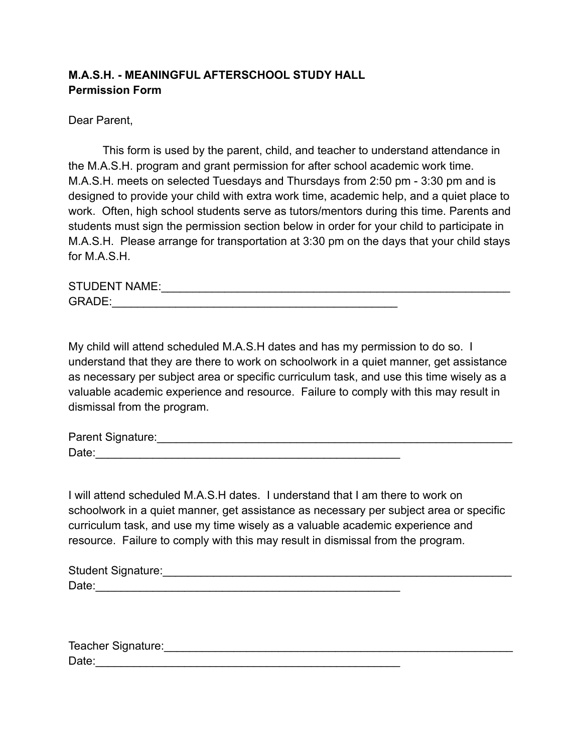**M.A.S.H. - MEANINGFUL AFTERSCHOOL STUDY HALL**
**Permission Form**

Dear Parent,

This form is used by the parent, child, and teacher to understand attendance in the M.A.S.H. program and grant permission for after school academic work time. M.A.S.H. meets on selected Tuesdays and Thursdays from 2:50 pm - 3:30 pm and is designed to provide your child with extra work time, academic help, and a quiet place to work. Often, high school students serve as tutors/mentors during this time. Parents and students must sign the permission section below in order for your child to participate in M.A.S.H. Please arrange for transportation at 3:30 pm on the days that your child stays for M.A.S.H.

STUDENT NAME:___________________________________________________________
GRADE:_______________________________________________

My child will attend scheduled M.A.S.H dates and has my permission to do so. I understand that they are there to work on schoolwork in a quiet manner, get assistance as necessary per subject area or specific curriculum task, and use this time wisely as a valuable academic experience and resource. Failure to comply with this may result in dismissal from the program.

Parent Signature:__________________________________________________________
Date:___________________________________________________

I will attend scheduled M.A.S.H dates. I understand that I am there to work on schoolwork in a quiet manner, get assistance as necessary per subject area or specific curriculum task, and use my time wisely as a valuable academic experience and resource. Failure to comply with this may result in dismissal from the program.

Student Signature:_________________________________________________________
Date:___________________________________________________

Teacher Signature:_________________________________________________________
Date:___________________________________________________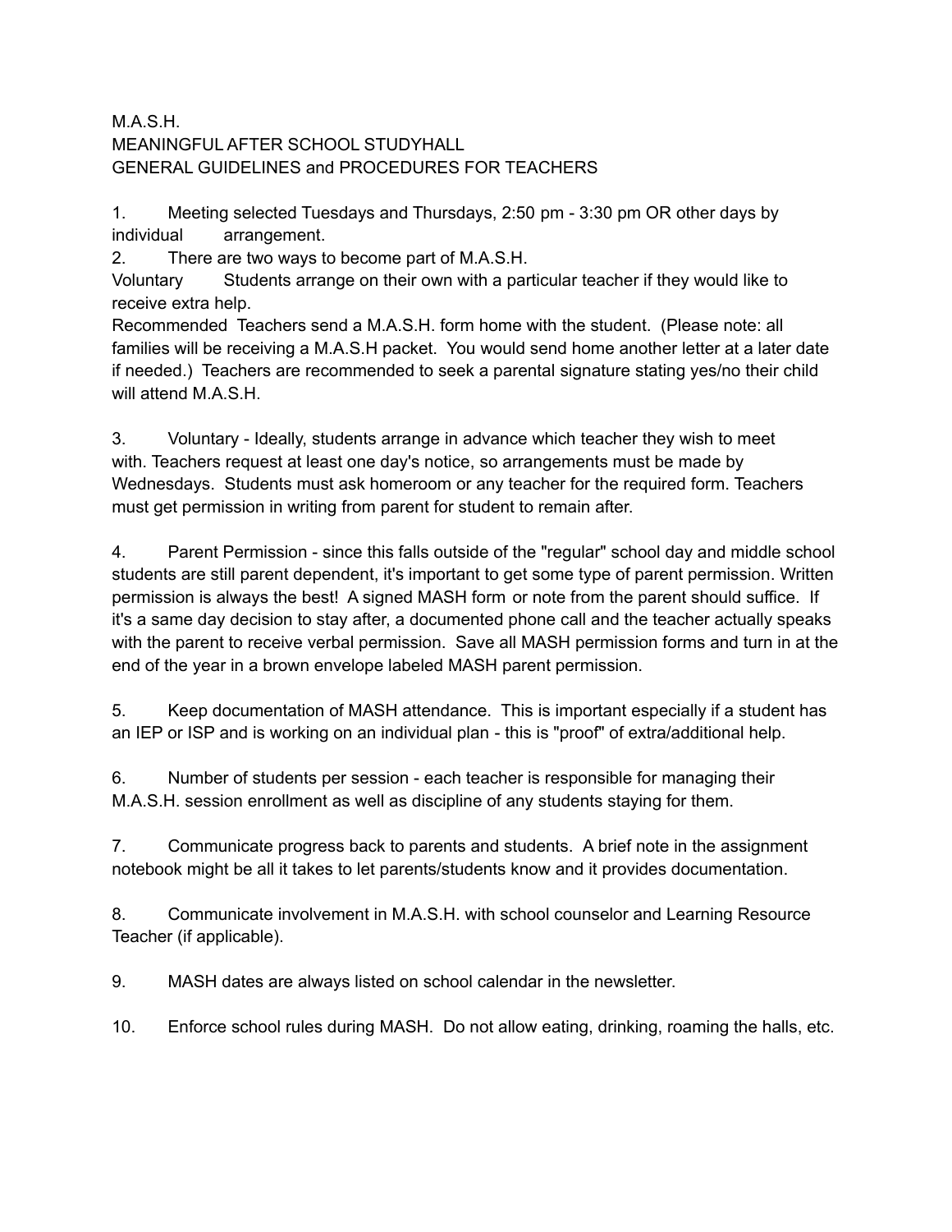M.A.S.H.
MEANINGFUL AFTER SCHOOL STUDYHALL
GENERAL GUIDELINES and PROCEDURES FOR TEACHERS

1. Meeting selected Tuesdays and Thursdays, 2:50 pm - 3:30 pm OR other days by individual arrangement.

2. There are two ways to become part of M.A.S.H.

   Voluntary Students arrange on their own with a particular teacher if they would like to receive extra help.

   Recommended Teachers send a M.A.S.H. form home with the student. (Please note: all families will be receiving a M.A.S.H packet. You would send home another letter at a later date if needed.) Teachers are recommended to seek a parental signature stating yes/no their child will attend M.A.S.H.

3. Voluntary - Ideally, students arrange in advance which teacher they wish to meet with. Teachers request at least one day's notice, so arrangements must be made by Wednesdays. Students must ask homeroom or any teacher for the required form. Teachers must get permission in writing from parent for student to remain after.

4. Parent Permission - since this falls outside of the "regular" school day and middle school students are still parent dependent, it's important to get some type of parent permission. Written permission is always the best! A signed MASH form or note from the parent should suffice. If it's a same day decision to stay after, a documented phone call and the teacher actually speaks with the parent to receive verbal permission. Save all MASH permission forms and turn in at the end of the year in a brown envelope labeled MASH parent permission.

5. Keep documentation of MASH attendance. This is important especially if a student has an IEP or ISP and is working on an individual plan - this is "proof" of extra/additional help.

6. Number of students per session - each teacher is responsible for managing their M.A.S.H. session enrollment as well as discipline of any students staying for them.

7. Communicate progress back to parents and students. A brief note in the assignment notebook might be all it takes to let parents/students know and it provides documentation.

8. Communicate involvement in M.A.S.H. with school counselor and Learning Resource Teacher (if applicable).

9. MASH dates are always listed on school calendar in the newsletter.

10. Enforce school rules during MASH. Do not allow eating, drinking, roaming the halls, etc.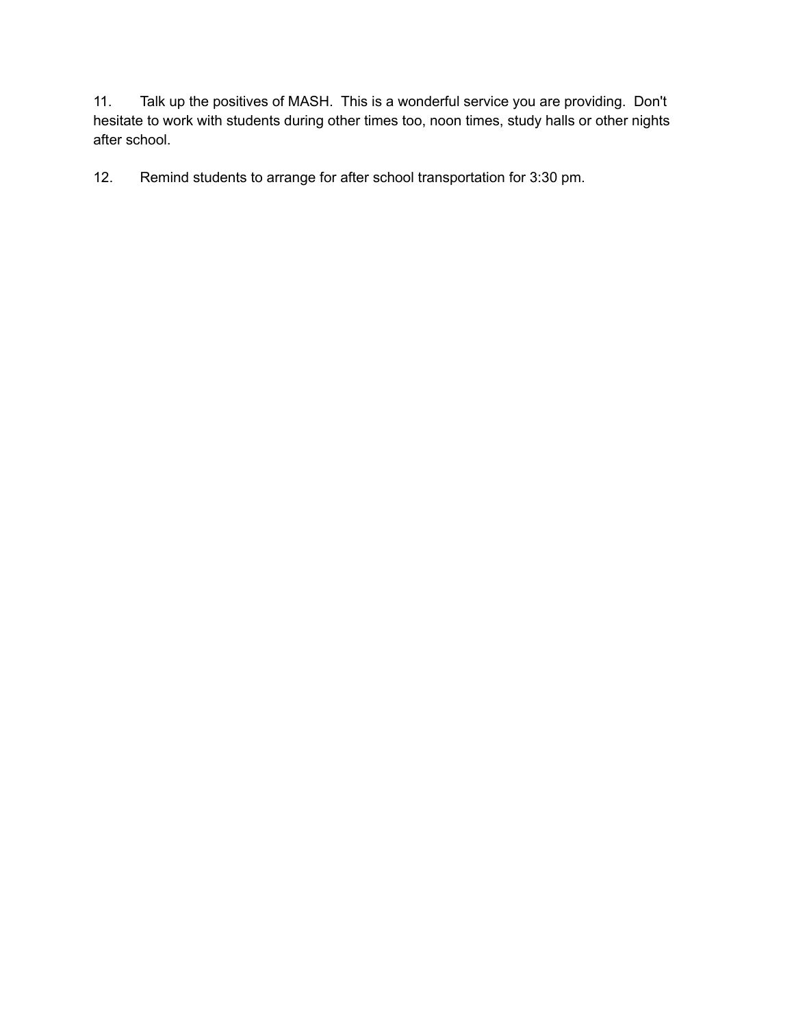11. Talk up the positives of MASH. This is a wonderful service you are providing. Don't hesitate to work with students during other times too, noon times, study halls or other nights after school.

12. Remind students to arrange for after school transportation for 3:30 pm.